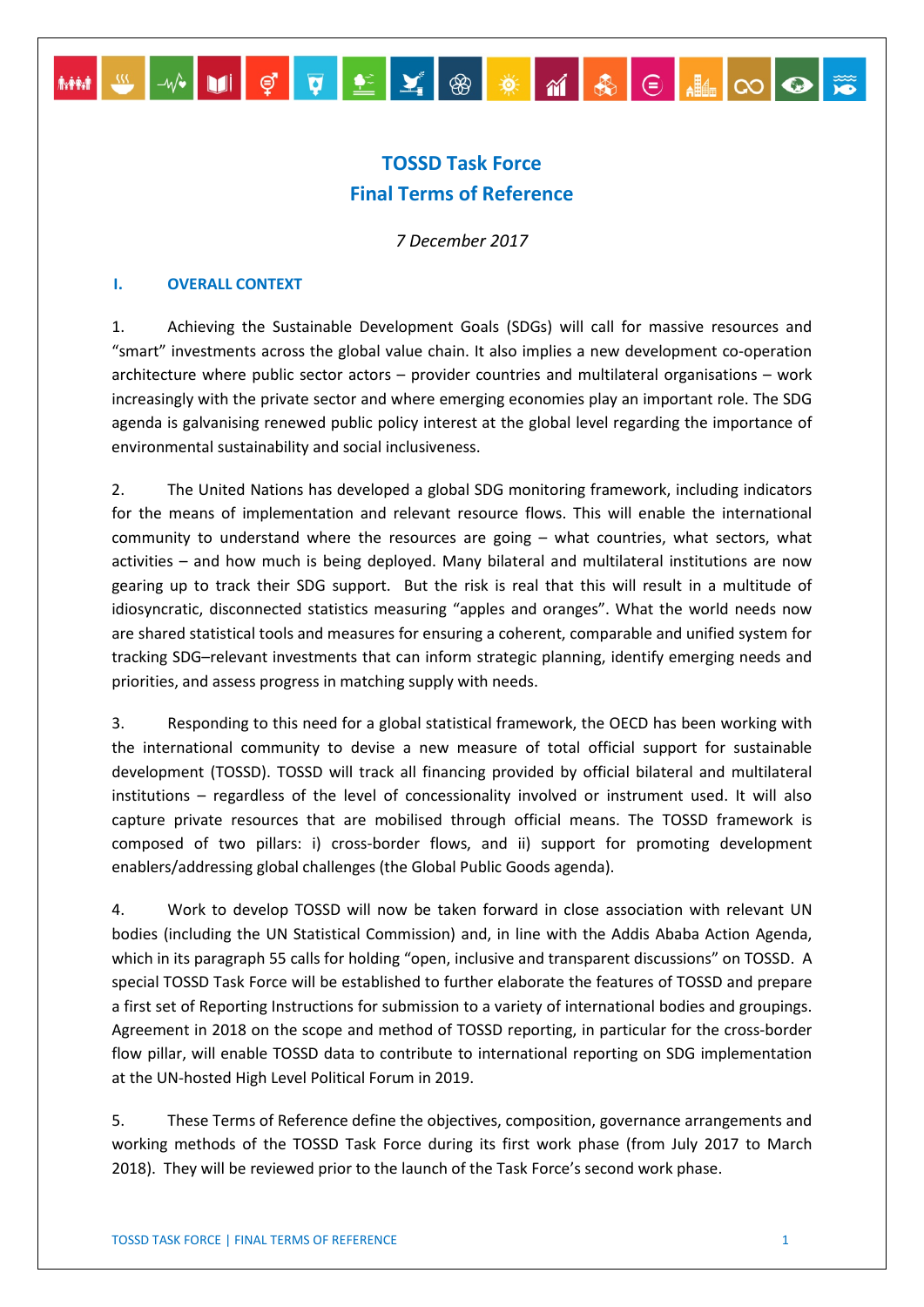# TOSSD Task Force
# Final Terms of Reference

*7 December 2017*

## I. OVERALL CONTEXT

1. Achieving the Sustainable Development Goals (SDGs) will call for massive resources and "smart" investments across the global value chain. It also implies a new development co-operation architecture where public sector actors – provider countries and multilateral organisations – work increasingly with the private sector and where emerging economies play an important role. The SDG agenda is galvanising renewed public policy interest at the global level regarding the importance of environmental sustainability and social inclusiveness.

2. The United Nations has developed a global SDG monitoring framework, including indicators for the means of implementation and relevant resource flows. This will enable the international community to understand where the resources are going – what countries, what sectors, what activities – and how much is being deployed. Many bilateral and multilateral institutions are now gearing up to track their SDG support. But the risk is real that this will result in a multitude of idiosyncratic, disconnected statistics measuring "apples and oranges". What the world needs now are shared statistical tools and measures for ensuring a coherent, comparable and unified system for tracking SDG–relevant investments that can inform strategic planning, identify emerging needs and priorities, and assess progress in matching supply with needs.

3. Responding to this need for a global statistical framework, the OECD has been working with the international community to devise a new measure of total official support for sustainable development (TOSSD). TOSSD will track all financing provided by official bilateral and multilateral institutions – regardless of the level of concessionality involved or instrument used. It will also capture private resources that are mobilised through official means. The TOSSD framework is composed of two pillars: i) cross-border flows, and ii) support for promoting development enablers/addressing global challenges (the Global Public Goods agenda).

4. Work to develop TOSSD will now be taken forward in close association with relevant UN bodies (including the UN Statistical Commission) and, in line with the Addis Ababa Action Agenda, which in its paragraph 55 calls for holding "open, inclusive and transparent discussions" on TOSSD. A special TOSSD Task Force will be established to further elaborate the features of TOSSD and prepare a first set of Reporting Instructions for submission to a variety of international bodies and groupings. Agreement in 2018 on the scope and method of TOSSD reporting, in particular for the cross-border flow pillar, will enable TOSSD data to contribute to international reporting on SDG implementation at the UN-hosted High Level Political Forum in 2019.

5. These Terms of Reference define the objectives, composition, governance arrangements and working methods of the TOSSD Task Force during its first work phase (from July 2017 to March 2018). They will be reviewed prior to the launch of the Task Force's second work phase.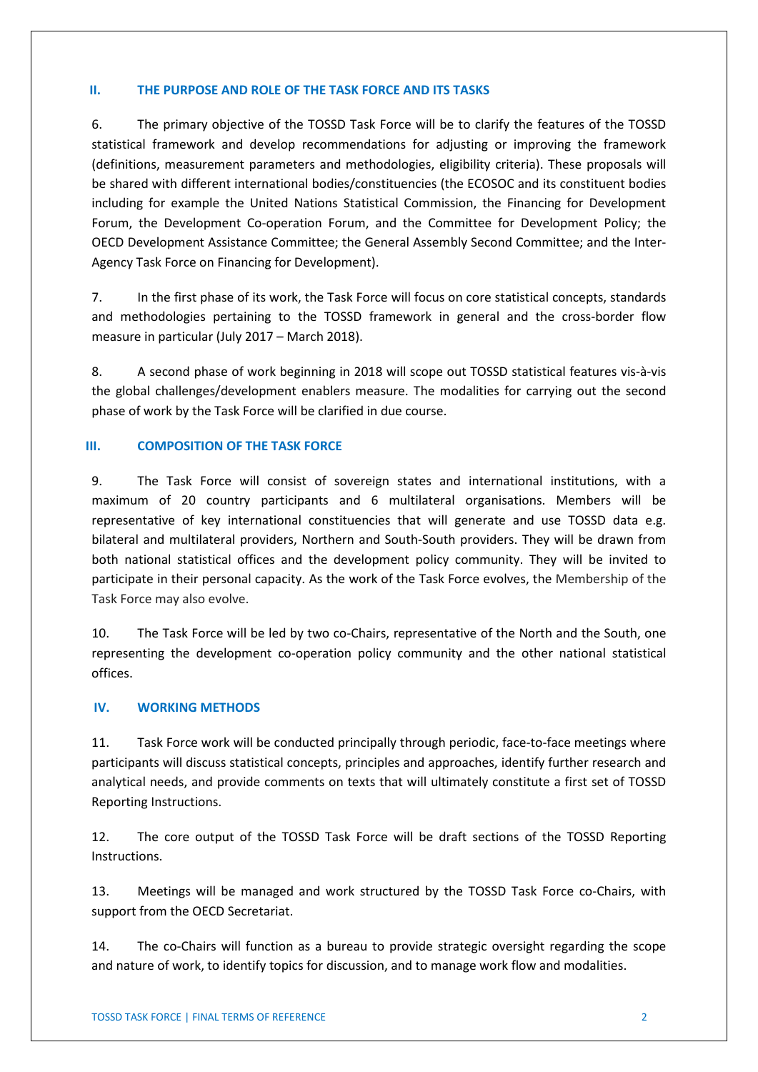## II. THE PURPOSE AND ROLE OF THE TASK FORCE AND ITS TASKS

6. The primary objective of the TOSSD Task Force will be to clarify the features of the TOSSD statistical framework and develop recommendations for adjusting or improving the framework (definitions, measurement parameters and methodologies, eligibility criteria). These proposals will be shared with different international bodies/constituencies (the ECOSOC and its constituent bodies including for example the United Nations Statistical Commission, the Financing for Development Forum, the Development Co-operation Forum, and the Committee for Development Policy; the OECD Development Assistance Committee; the General Assembly Second Committee; and the Inter-Agency Task Force on Financing for Development).

7. In the first phase of its work, the Task Force will focus on core statistical concepts, standards and methodologies pertaining to the TOSSD framework in general and the cross-border flow measure in particular (July 2017 – March 2018).

8. A second phase of work beginning in 2018 will scope out TOSSD statistical features vis-à-vis the global challenges/development enablers measure. The modalities for carrying out the second phase of work by the Task Force will be clarified in due course.

## III. COMPOSITION OF THE TASK FORCE

9. The Task Force will consist of sovereign states and international institutions, with a maximum of 20 country participants and 6 multilateral organisations. Members will be representative of key international constituencies that will generate and use TOSSD data e.g. bilateral and multilateral providers, Northern and South-South providers. They will be drawn from both national statistical offices and the development policy community. They will be invited to participate in their personal capacity. As the work of the Task Force evolves, the Membership of the Task Force may also evolve.

10. The Task Force will be led by two co-Chairs, representative of the North and the South, one representing the development co-operation policy community and the other national statistical offices.

## IV. WORKING METHODS

11. Task Force work will be conducted principally through periodic, face-to-face meetings where participants will discuss statistical concepts, principles and approaches, identify further research and analytical needs, and provide comments on texts that will ultimately constitute a first set of TOSSD Reporting Instructions.

12. The core output of the TOSSD Task Force will be draft sections of the TOSSD Reporting Instructions.

13. Meetings will be managed and work structured by the TOSSD Task Force co-Chairs, with support from the OECD Secretariat.

14. The co-Chairs will function as a bureau to provide strategic oversight regarding the scope and nature of work, to identify topics for discussion, and to manage work flow and modalities.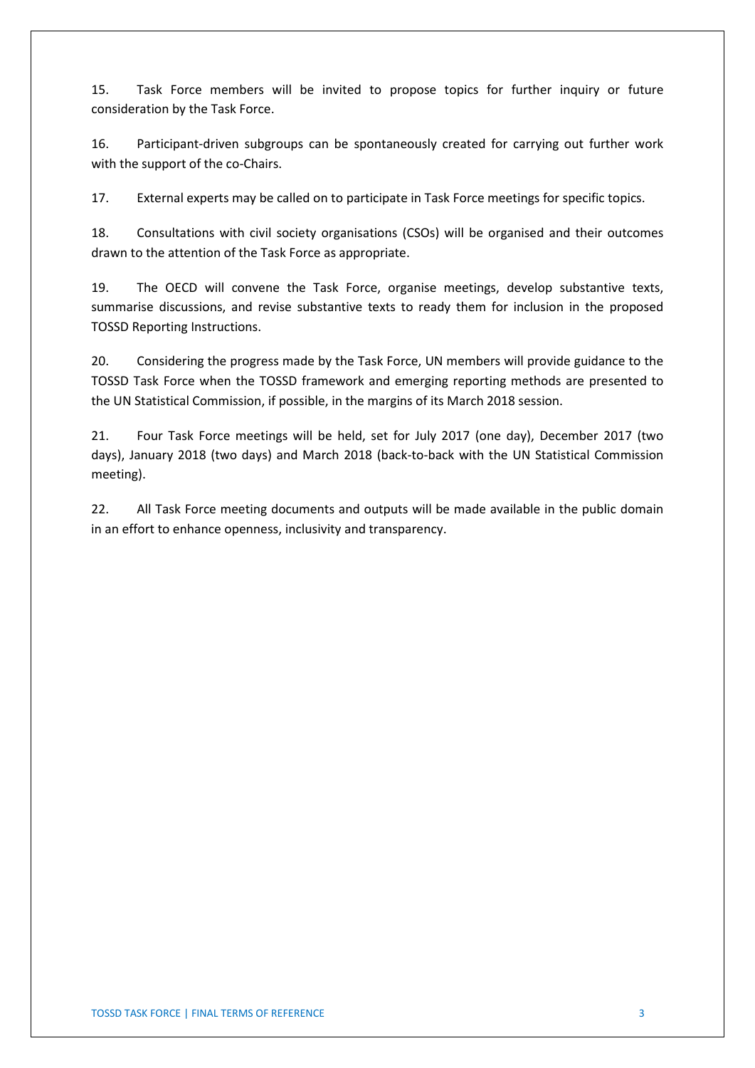15. Task Force members will be invited to propose topics for further inquiry or future consideration by the Task Force.

16. Participant-driven subgroups can be spontaneously created for carrying out further work with the support of the co-Chairs.

17. External experts may be called on to participate in Task Force meetings for specific topics.

18. Consultations with civil society organisations (CSOs) will be organised and their outcomes drawn to the attention of the Task Force as appropriate.

19. The OECD will convene the Task Force, organise meetings, develop substantive texts, summarise discussions, and revise substantive texts to ready them for inclusion in the proposed TOSSD Reporting Instructions.

20. Considering the progress made by the Task Force, UN members will provide guidance to the TOSSD Task Force when the TOSSD framework and emerging reporting methods are presented to the UN Statistical Commission, if possible, in the margins of its March 2018 session.

21. Four Task Force meetings will be held, set for July 2017 (one day), December 2017 (two days), January 2018 (two days) and March 2018 (back-to-back with the UN Statistical Commission meeting).

22. All Task Force meeting documents and outputs will be made available in the public domain in an effort to enhance openness, inclusivity and transparency.